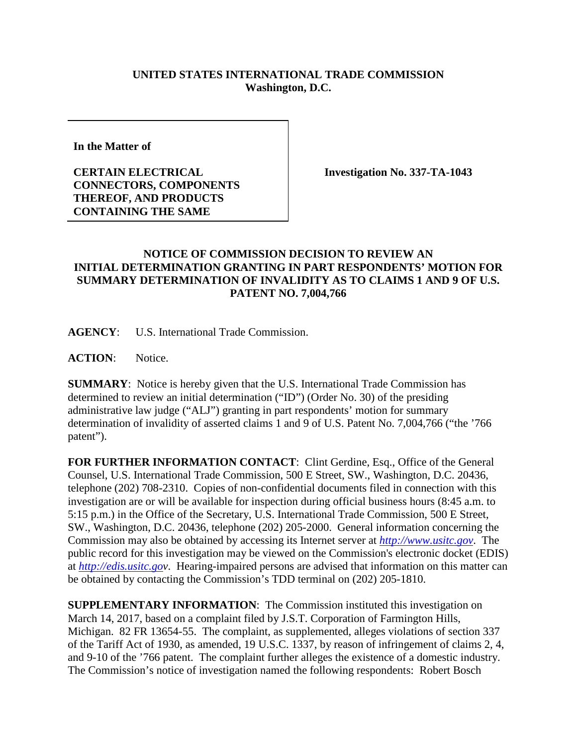**UNITED STATES INTERNATIONAL TRADE COMMISSION**
**Washington, D.C.**

| | |
|---|---|
| **In the Matter of**<br><br>**CERTAIN ELECTRICAL CONNECTORS, COMPONENTS THEREOF, AND PRODUCTS CONTAINING THE SAME** | **Investigation No. 337-TA-1043** |

## NOTICE OF COMMISSION DECISION TO REVIEW AN INITIAL DETERMINATION GRANTING IN PART RESPONDENTS' MOTION FOR SUMMARY DETERMINATION OF INVALIDITY AS TO CLAIMS 1 AND 9 OF U.S. PATENT NO. 7,004,766

**AGENCY**: U.S. International Trade Commission.

**ACTION**: Notice.

**SUMMARY**: Notice is hereby given that the U.S. International Trade Commission has determined to review an initial determination ("ID") (Order No. 30) of the presiding administrative law judge ("ALJ") granting in part respondents' motion for summary determination of invalidity of asserted claims 1 and 9 of U.S. Patent No. 7,004,766 ("the '766 patent").

**FOR FURTHER INFORMATION CONTACT**: Clint Gerdine, Esq., Office of the General Counsel, U.S. International Trade Commission, 500 E Street, SW., Washington, D.C. 20436, telephone (202) 708-2310. Copies of non-confidential documents filed in connection with this investigation are or will be available for inspection during official business hours (8:45 a.m. to 5:15 p.m.) in the Office of the Secretary, U.S. International Trade Commission, 500 E Street, SW., Washington, D.C. 20436, telephone (202) 205-2000. General information concerning the Commission may also be obtained by accessing its Internet server at *http://www.usitc.gov*. The public record for this investigation may be viewed on the Commission's electronic docket (EDIS) at *http://edis.usitc.gov*. Hearing-impaired persons are advised that information on this matter can be obtained by contacting the Commission's TDD terminal on (202) 205-1810.

**SUPPLEMENTARY INFORMATION**: The Commission instituted this investigation on March 14, 2017, based on a complaint filed by J.S.T. Corporation of Farmington Hills, Michigan. 82 FR 13654-55. The complaint, as supplemented, alleges violations of section 337 of the Tariff Act of 1930, as amended, 19 U.S.C. 1337, by reason of infringement of claims 2, 4, and 9-10 of the '766 patent. The complaint further alleges the existence of a domestic industry. The Commission's notice of investigation named the following respondents: Robert Bosch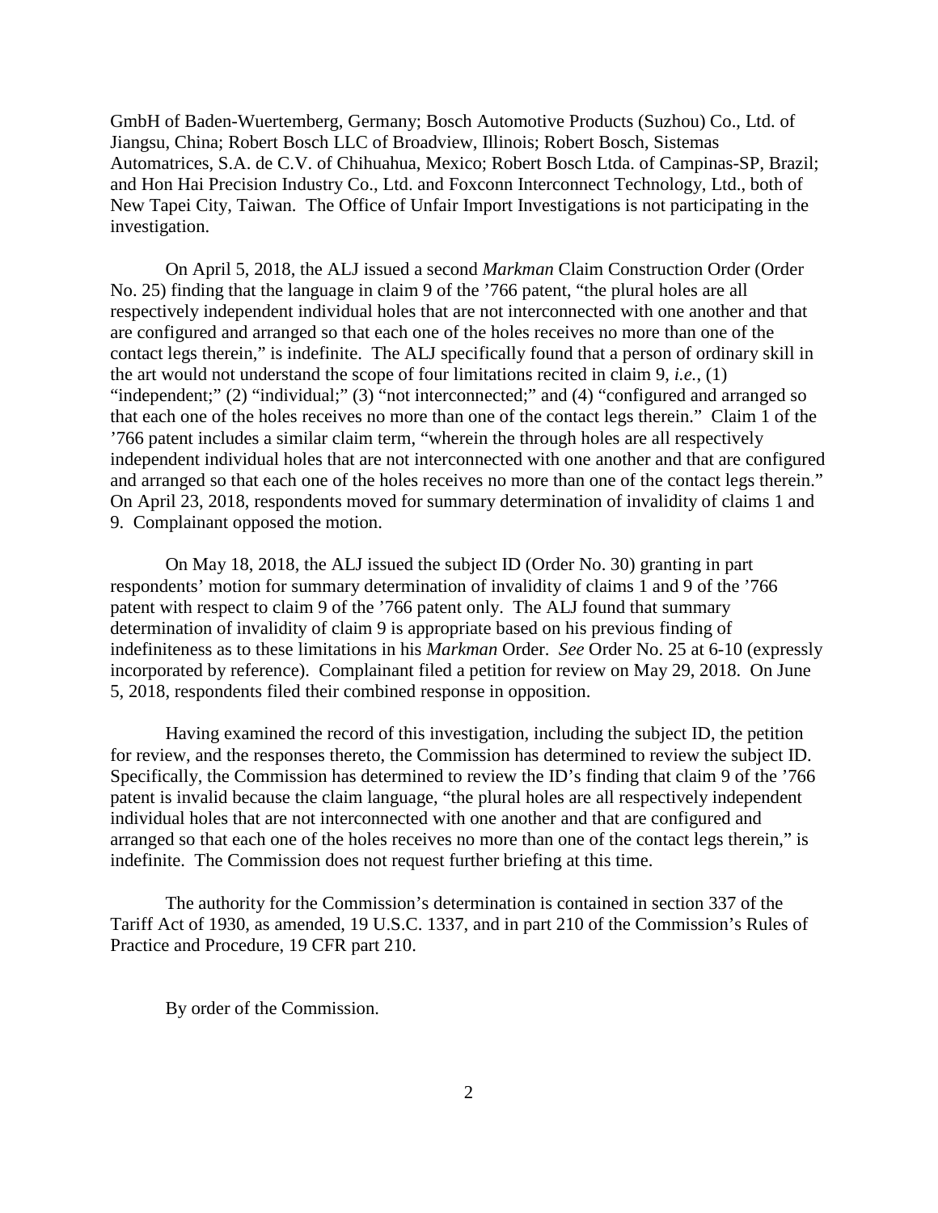GmbH of Baden-Wuertemberg, Germany; Bosch Automotive Products (Suzhou) Co., Ltd. of Jiangsu, China; Robert Bosch LLC of Broadview, Illinois; Robert Bosch, Sistemas Automatrices, S.A. de C.V. of Chihuahua, Mexico; Robert Bosch Ltda. of Campinas-SP, Brazil; and Hon Hai Precision Industry Co., Ltd. and Foxconn Interconnect Technology, Ltd., both of New Tapei City, Taiwan. The Office of Unfair Import Investigations is not participating in the investigation.

On April 5, 2018, the ALJ issued a second *Markman* Claim Construction Order (Order No. 25) finding that the language in claim 9 of the ’766 patent, “the plural holes are all respectively independent individual holes that are not interconnected with one another and that are configured and arranged so that each one of the holes receives no more than one of the contact legs therein,” is indefinite. The ALJ specifically found that a person of ordinary skill in the art would not understand the scope of four limitations recited in claim 9, *i.e.*, (1) “independent;” (2) “individual;” (3) “not interconnected;” and (4) “configured and arranged so that each one of the holes receives no more than one of the contact legs therein.” Claim 1 of the ’766 patent includes a similar claim term, “wherein the through holes are all respectively independent individual holes that are not interconnected with one another and that are configured and arranged so that each one of the holes receives no more than one of the contact legs therein.” On April 23, 2018, respondents moved for summary determination of invalidity of claims 1 and 9. Complainant opposed the motion.

On May 18, 2018, the ALJ issued the subject ID (Order No. 30) granting in part respondents’ motion for summary determination of invalidity of claims 1 and 9 of the ’766 patent with respect to claim 9 of the ’766 patent only. The ALJ found that summary determination of invalidity of claim 9 is appropriate based on his previous finding of indefiniteness as to these limitations in his *Markman* Order. *See* Order No. 25 at 6-10 (expressly incorporated by reference). Complainant filed a petition for review on May 29, 2018. On June 5, 2018, respondents filed their combined response in opposition.

Having examined the record of this investigation, including the subject ID, the petition for review, and the responses thereto, the Commission has determined to review the subject ID. Specifically, the Commission has determined to review the ID’s finding that claim 9 of the ’766 patent is invalid because the claim language, “the plural holes are all respectively independent individual holes that are not interconnected with one another and that are configured and arranged so that each one of the holes receives no more than one of the contact legs therein,” is indefinite. The Commission does not request further briefing at this time.

The authority for the Commission’s determination is contained in section 337 of the Tariff Act of 1930, as amended, 19 U.S.C. 1337, and in part 210 of the Commission’s Rules of Practice and Procedure, 19 CFR part 210.

By order of the Commission.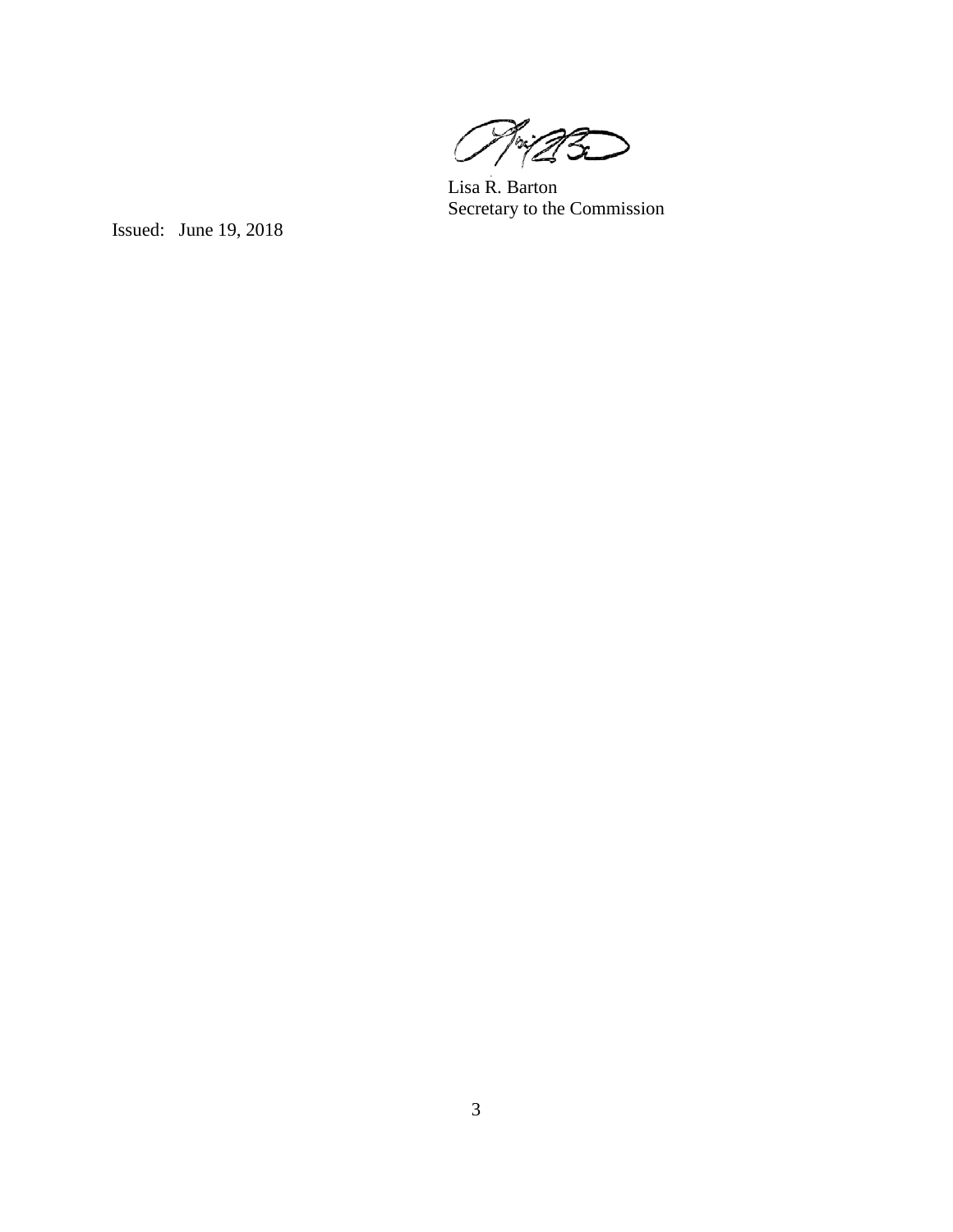Lisa R. Barton
Secretary to the Commission

Issued: June 19, 2018